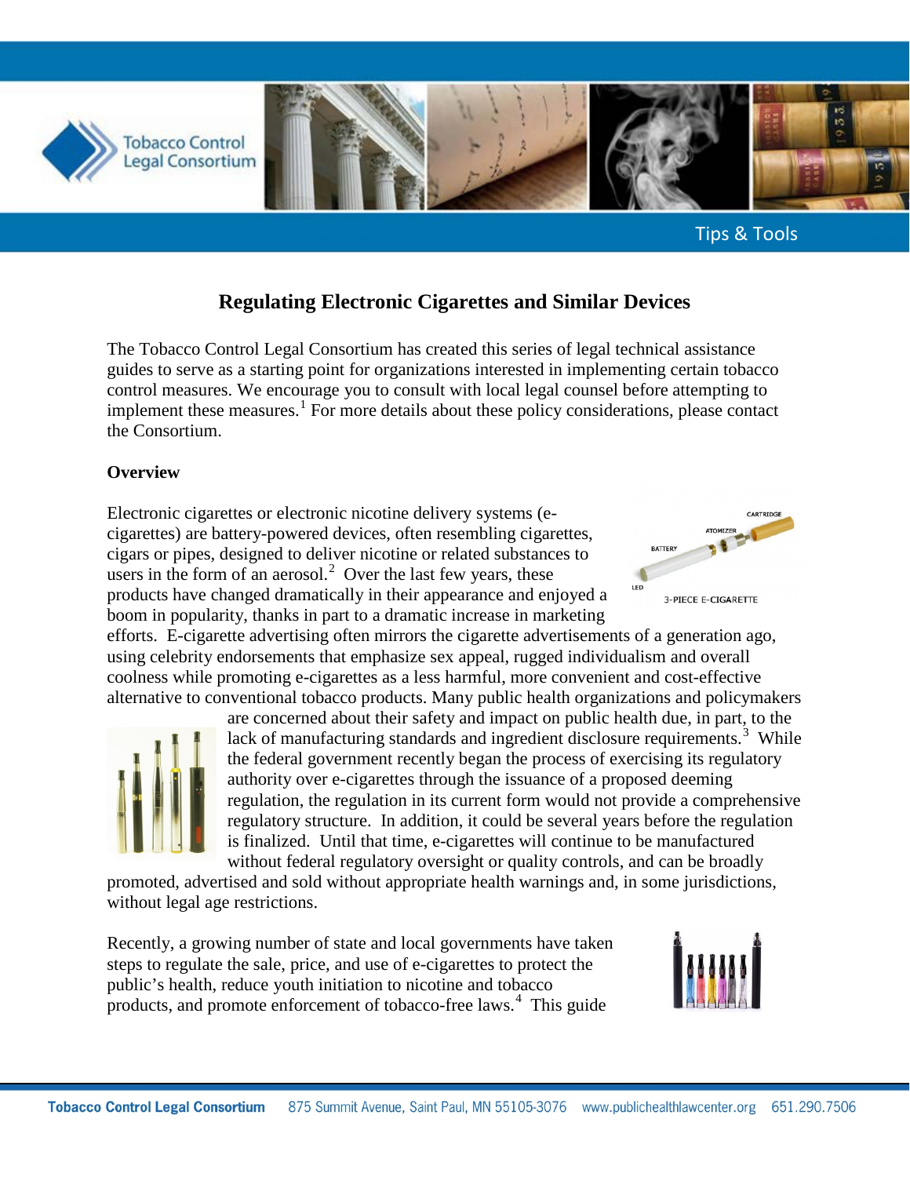Tips & Tools

# Regulating Electronic Cigarettes and Similar Devices

The Tobacco Control Legal Consortium has created this series of legal technical assistance guides to serve as a starting point for organizations interested in implementing certain tobacco control measures. We encourage you to consult with local legal counsel before attempting to implement these measures.[1] For more details about these policy considerations, please contact the Consortium.

**Overview**

Electronic cigarettes or electronic nicotine delivery systems (e-cigarettes) are battery-powered devices, often resembling cigarettes, cigars or pipes, designed to deliver nicotine or related substances to users in the form of an aerosol.[2] Over the last few years, these products have changed dramatically in their appearance and enjoyed a boom in popularity, thanks in part to a dramatic increase in marketing efforts. E-cigarette advertising often mirrors the cigarette advertisements of a generation ago, using celebrity endorsements that emphasize sex appeal, rugged individualism and overall coolness while promoting e-cigarettes as a less harmful, more convenient and cost-effective alternative to conventional tobacco products. Many public health organizations and policymakers are concerned about their safety and impact on public health due, in part, to the lack of manufacturing standards and ingredient disclosure requirements.[3] While the federal government recently began the process of exercising its regulatory authority over e-cigarettes through the issuance of a proposed deeming regulation, the regulation in its current form would not provide a comprehensive regulatory structure. In addition, it could be several years before the regulation is finalized. Until that time, e-cigarettes will continue to be manufactured without federal regulatory oversight or quality controls, and can be broadly promoted, advertised and sold without appropriate health warnings and, in some jurisdictions, without legal age restrictions.

3-PIECE E-CIGARETTE

Recently, a growing number of state and local governments have taken steps to regulate the sale, price, and use of e-cigarettes to protect the public's health, reduce youth initiation to nicotine and tobacco products, and promote enforcement of tobacco-free laws.[4] This guide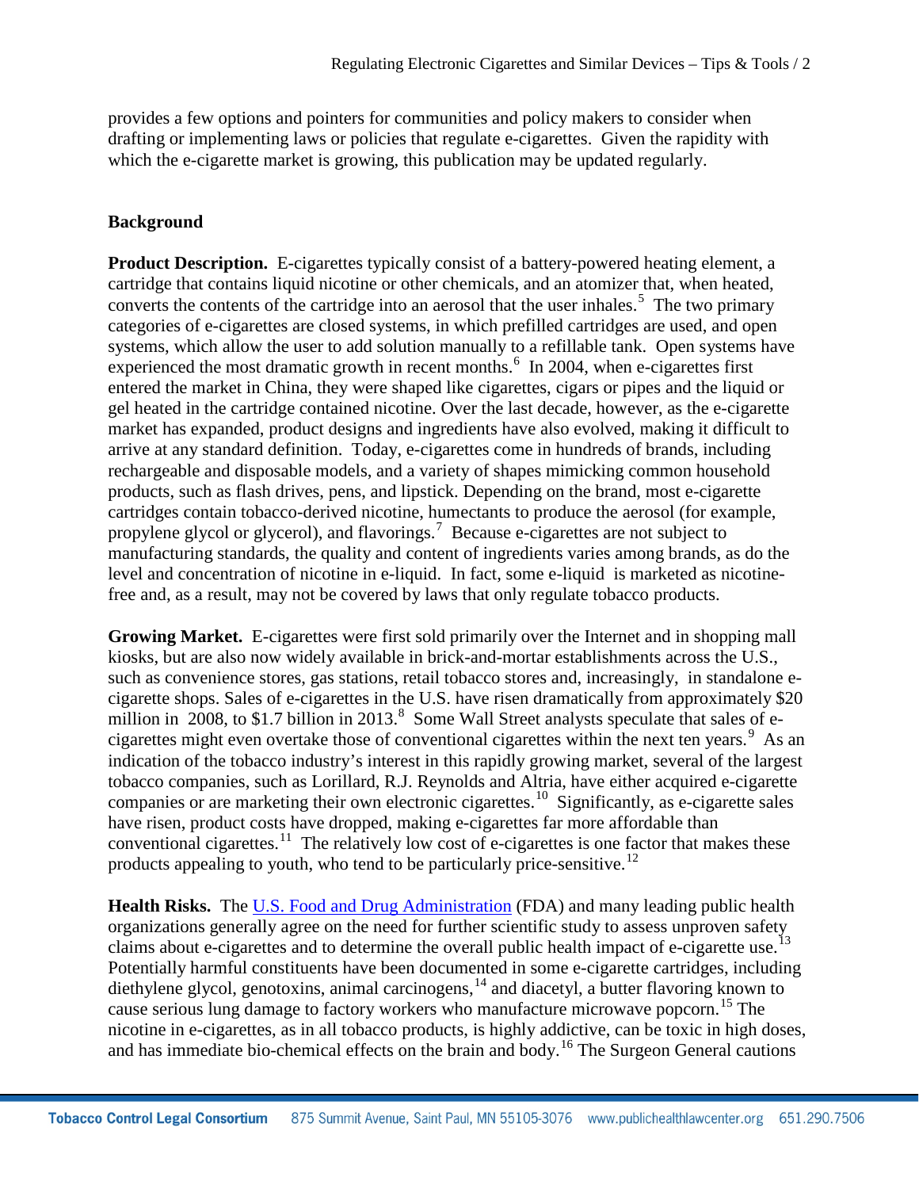provides a few options and pointers for communities and policy makers to consider when drafting or implementing laws or policies that regulate e-cigarettes. Given the rapidity with which the e-cigarette market is growing, this publication may be updated regularly.

## Background

**Product Description.** E-cigarettes typically consist of a battery-powered heating element, a cartridge that contains liquid nicotine or other chemicals, and an atomizer that, when heated, converts the contents of the cartridge into an aerosol that the user inhales.[5] The two primary categories of e-cigarettes are closed systems, in which prefilled cartridges are used, and open systems, which allow the user to add solution manually to a refillable tank. Open systems have experienced the most dramatic growth in recent months.[6] In 2004, when e-cigarettes first entered the market in China, they were shaped like cigarettes, cigars or pipes and the liquid or gel heated in the cartridge contained nicotine. Over the last decade, however, as the e-cigarette market has expanded, product designs and ingredients have also evolved, making it difficult to arrive at any standard definition. Today, e-cigarettes come in hundreds of brands, including rechargeable and disposable models, and a variety of shapes mimicking common household products, such as flash drives, pens, and lipstick. Depending on the brand, most e-cigarette cartridges contain tobacco-derived nicotine, humectants to produce the aerosol (for example, propylene glycol or glycerol), and flavorings.[7] Because e-cigarettes are not subject to manufacturing standards, the quality and content of ingredients varies among brands, as do the level and concentration of nicotine in e-liquid. In fact, some e-liquid is marketed as nicotine-free and, as a result, may not be covered by laws that only regulate tobacco products.

**Growing Market.** E-cigarettes were first sold primarily over the Internet and in shopping mall kiosks, but are also now widely available in brick-and-mortar establishments across the U.S., such as convenience stores, gas stations, retail tobacco stores and, increasingly, in standalone e-cigarette shops. Sales of e-cigarettes in the U.S. have risen dramatically from approximately $20 million in 2008, to $1.7 billion in 2013.[8] Some Wall Street analysts speculate that sales of e-cigarettes might even overtake those of conventional cigarettes within the next ten years.[9] As an indication of the tobacco industry's interest in this rapidly growing market, several of the largest tobacco companies, such as Lorillard, R.J. Reynolds and Altria, have either acquired e-cigarette companies or are marketing their own electronic cigarettes.[10] Significantly, as e-cigarette sales have risen, product costs have dropped, making e-cigarettes far more affordable than conventional cigarettes.[11] The relatively low cost of e-cigarettes is one factor that makes these products appealing to youth, who tend to be particularly price-sensitive.[12]

**Health Risks.** The [U.S. Food and Drug Administration](#) (FDA) and many leading public health organizations generally agree on the need for further scientific study to assess unproven safety claims about e-cigarettes and to determine the overall public health impact of e-cigarette use.[13] Potentially harmful constituents have been documented in some e-cigarette cartridges, including diethylene glycol, genotoxins, animal carcinogens,[14] and diacetyl, a butter flavoring known to cause serious lung damage to factory workers who manufacture microwave popcorn.[15] The nicotine in e-cigarettes, as in all tobacco products, is highly addictive, can be toxic in high doses, and has immediate bio-chemical effects on the brain and body.[16] The Surgeon General cautions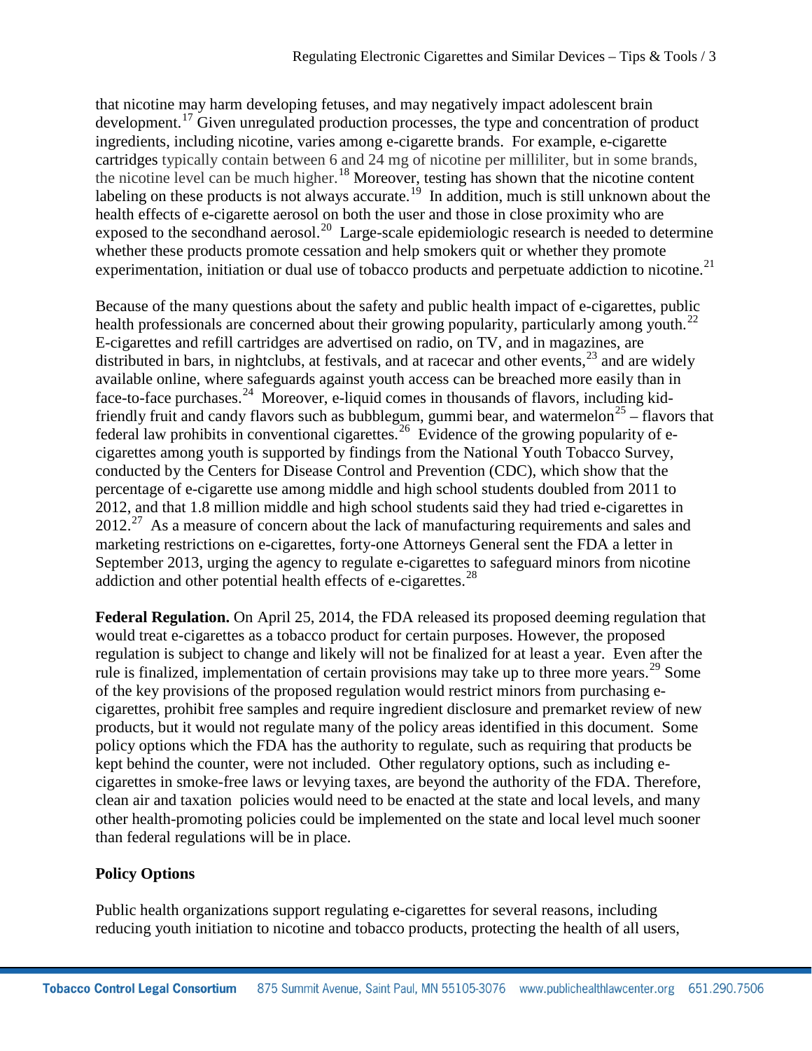that nicotine may harm developing fetuses, and may negatively impact adolescent brain development.[17] Given unregulated production processes, the type and concentration of product ingredients, including nicotine, varies among e-cigarette brands. For example, e-cigarette cartridges typically contain between 6 and 24 mg of nicotine per milliliter, but in some brands, the nicotine level can be much higher.[18] Moreover, testing has shown that the nicotine content labeling on these products is not always accurate.[19] In addition, much is still unknown about the health effects of e-cigarette aerosol on both the user and those in close proximity who are exposed to the secondhand aerosol.[20] Large-scale epidemiologic research is needed to determine whether these products promote cessation and help smokers quit or whether they promote experimentation, initiation or dual use of tobacco products and perpetuate addiction to nicotine.[21]

Because of the many questions about the safety and public health impact of e-cigarettes, public health professionals are concerned about their growing popularity, particularly among youth.[22] E-cigarettes and refill cartridges are advertised on radio, on TV, and in magazines, are distributed in bars, in nightclubs, at festivals, and at racecar and other events,[23] and are widely available online, where safeguards against youth access can be breached more easily than in face-to-face purchases.[24] Moreover, e-liquid comes in thousands of flavors, including kid-friendly fruit and candy flavors such as bubblegum, gummi bear, and watermelon[25] – flavors that federal law prohibits in conventional cigarettes.[26] Evidence of the growing popularity of e-cigarettes among youth is supported by findings from the National Youth Tobacco Survey, conducted by the Centers for Disease Control and Prevention (CDC), which show that the percentage of e-cigarette use among middle and high school students doubled from 2011 to 2012, and that 1.8 million middle and high school students said they had tried e-cigarettes in 2012.[27] As a measure of concern about the lack of manufacturing requirements and sales and marketing restrictions on e-cigarettes, forty-one Attorneys General sent the FDA a letter in September 2013, urging the agency to regulate e-cigarettes to safeguard minors from nicotine addiction and other potential health effects of e-cigarettes.[28]

**Federal Regulation.** On April 25, 2014, the FDA released its proposed deeming regulation that would treat e-cigarettes as a tobacco product for certain purposes. However, the proposed regulation is subject to change and likely will not be finalized for at least a year. Even after the rule is finalized, implementation of certain provisions may take up to three more years.[29] Some of the key provisions of the proposed regulation would restrict minors from purchasing e-cigarettes, prohibit free samples and require ingredient disclosure and premarket review of new products, but it would not regulate many of the policy areas identified in this document. Some policy options which the FDA has the authority to regulate, such as requiring that products be kept behind the counter, were not included. Other regulatory options, such as including e-cigarettes in smoke-free laws or levying taxes, are beyond the authority of the FDA. Therefore, clean air and taxation policies would need to be enacted at the state and local levels, and many other health-promoting policies could be implemented on the state and local level much sooner than federal regulations will be in place.

## Policy Options

Public health organizations support regulating e-cigarettes for several reasons, including reducing youth initiation to nicotine and tobacco products, protecting the health of all users,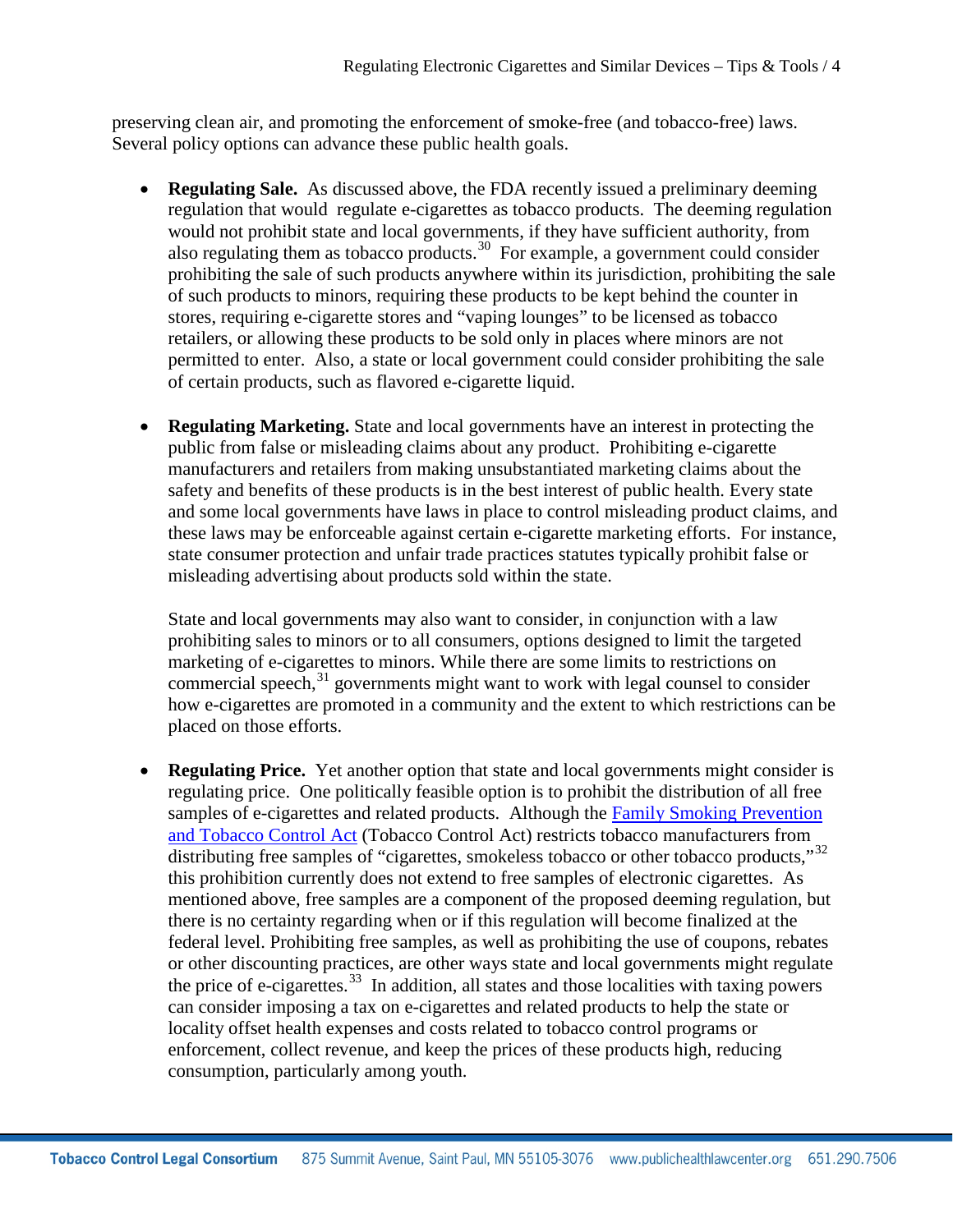preserving clean air, and promoting the enforcement of smoke-free (and tobacco-free) laws. Several policy options can advance these public health goals.

- **Regulating Sale.** As discussed above, the FDA recently issued a preliminary deeming regulation that would regulate e-cigarettes as tobacco products. The deeming regulation would not prohibit state and local governments, if they have sufficient authority, from also regulating them as tobacco products.[30] For example, a government could consider prohibiting the sale of such products anywhere within its jurisdiction, prohibiting the sale of such products to minors, requiring these products to be kept behind the counter in stores, requiring e-cigarette stores and "vaping lounges" to be licensed as tobacco retailers, or allowing these products to be sold only in places where minors are not permitted to enter. Also, a state or local government could consider prohibiting the sale of certain products, such as flavored e-cigarette liquid.

- **Regulating Marketing.** State and local governments have an interest in protecting the public from false or misleading claims about any product. Prohibiting e-cigarette manufacturers and retailers from making unsubstantiated marketing claims about the safety and benefits of these products is in the best interest of public health. Every state and some local governments have laws in place to control misleading product claims, and these laws may be enforceable against certain e-cigarette marketing efforts. For instance, state consumer protection and unfair trade practices statutes typically prohibit false or misleading advertising about products sold within the state.

  State and local governments may also want to consider, in conjunction with a law prohibiting sales to minors or to all consumers, options designed to limit the targeted marketing of e-cigarettes to minors. While there are some limits to restrictions on commercial speech,[31] governments might want to work with legal counsel to consider how e-cigarettes are promoted in a community and the extent to which restrictions can be placed on those efforts.

- **Regulating Price.** Yet another option that state and local governments might consider is regulating price. One politically feasible option is to prohibit the distribution of all free samples of e-cigarettes and related products. Although the [Family Smoking Prevention and Tobacco Control Act](#) (Tobacco Control Act) restricts tobacco manufacturers from distributing free samples of "cigarettes, smokeless tobacco or other tobacco products,"[32] this prohibition currently does not extend to free samples of electronic cigarettes. As mentioned above, free samples are a component of the proposed deeming regulation, but there is no certainty regarding when or if this regulation will become finalized at the federal level. Prohibiting free samples, as well as prohibiting the use of coupons, rebates or other discounting practices, are other ways state and local governments might regulate the price of e-cigarettes.[33] In addition, all states and those localities with taxing powers can consider imposing a tax on e-cigarettes and related products to help the state or locality offset health expenses and costs related to tobacco control programs or enforcement, collect revenue, and keep the prices of these products high, reducing consumption, particularly among youth.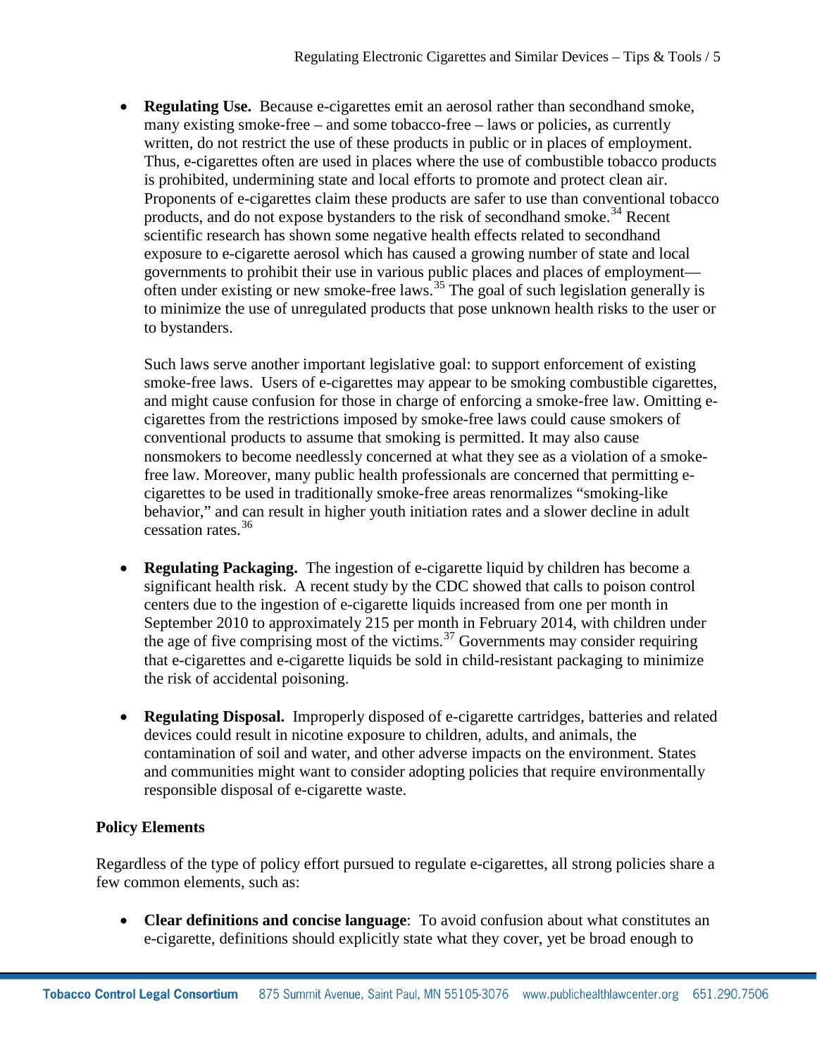- **Regulating Use.** Because e-cigarettes emit an aerosol rather than secondhand smoke, many existing smoke-free – and some tobacco-free – laws or policies, as currently written, do not restrict the use of these products in public or in places of employment. Thus, e-cigarettes often are used in places where the use of combustible tobacco products is prohibited, undermining state and local efforts to promote and protect clean air. Proponents of e-cigarettes claim these products are safer to use than conventional tobacco products, and do not expose bystanders to the risk of secondhand smoke.[34] Recent scientific research has shown some negative health effects related to secondhand exposure to e-cigarette aerosol which has caused a growing number of state and local governments to prohibit their use in various public places and places of employment—often under existing or new smoke-free laws.[35] The goal of such legislation generally is to minimize the use of unregulated products that pose unknown health risks to the user or to bystanders.

  Such laws serve another important legislative goal: to support enforcement of existing smoke-free laws. Users of e-cigarettes may appear to be smoking combustible cigarettes, and might cause confusion for those in charge of enforcing a smoke-free law. Omitting e-cigarettes from the restrictions imposed by smoke-free laws could cause smokers of conventional products to assume that smoking is permitted. It may also cause nonsmokers to become needlessly concerned at what they see as a violation of a smoke-free law. Moreover, many public health professionals are concerned that permitting e-cigarettes to be used in traditionally smoke-free areas renormalizes "smoking-like behavior," and can result in higher youth initiation rates and a slower decline in adult cessation rates.[36]

- **Regulating Packaging.** The ingestion of e-cigarette liquid by children has become a significant health risk. A recent study by the CDC showed that calls to poison control centers due to the ingestion of e-cigarette liquids increased from one per month in September 2010 to approximately 215 per month in February 2014, with children under the age of five comprising most of the victims.[37] Governments may consider requiring that e-cigarettes and e-cigarette liquids be sold in child-resistant packaging to minimize the risk of accidental poisoning.

- **Regulating Disposal.** Improperly disposed of e-cigarette cartridges, batteries and related devices could result in nicotine exposure to children, adults, and animals, the contamination of soil and water, and other adverse impacts on the environment. States and communities might want to consider adopting policies that require environmentally responsible disposal of e-cigarette waste.

**Policy Elements**

Regardless of the type of policy effort pursued to regulate e-cigarettes, all strong policies share a few common elements, such as:

- **Clear definitions and concise language**: To avoid confusion about what constitutes an e-cigarette, definitions should explicitly state what they cover, yet be broad enough to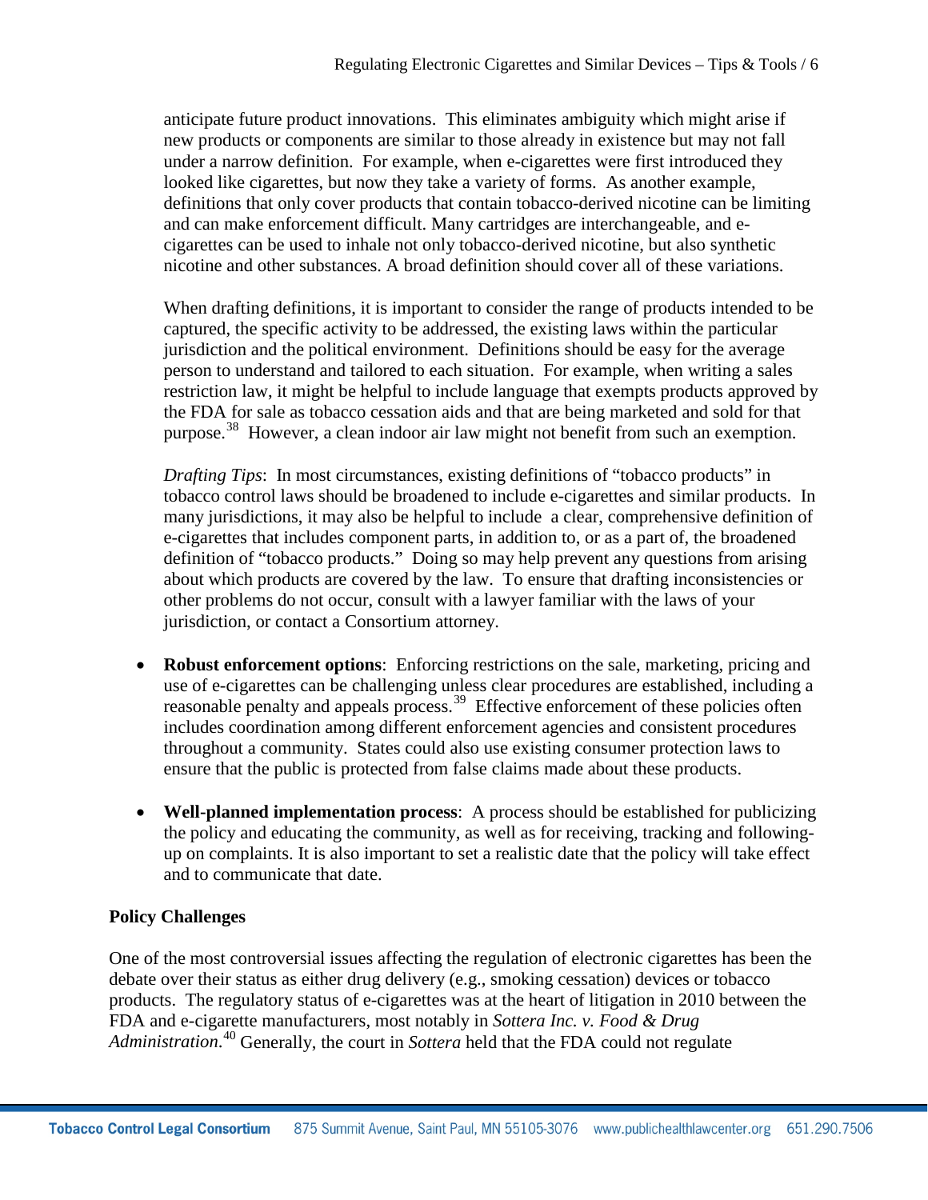anticipate future product innovations. This eliminates ambiguity which might arise if new products or components are similar to those already in existence but may not fall under a narrow definition. For example, when e-cigarettes were first introduced they looked like cigarettes, but now they take a variety of forms. As another example, definitions that only cover products that contain tobacco-derived nicotine can be limiting and can make enforcement difficult. Many cartridges are interchangeable, and e-cigarettes can be used to inhale not only tobacco-derived nicotine, but also synthetic nicotine and other substances. A broad definition should cover all of these variations.

When drafting definitions, it is important to consider the range of products intended to be captured, the specific activity to be addressed, the existing laws within the particular jurisdiction and the political environment. Definitions should be easy for the average person to understand and tailored to each situation. For example, when writing a sales restriction law, it might be helpful to include language that exempts products approved by the FDA for sale as tobacco cessation aids and that are being marketed and sold for that purpose.[38] However, a clean indoor air law might not benefit from such an exemption.

*Drafting Tips*: In most circumstances, existing definitions of "tobacco products" in tobacco control laws should be broadened to include e-cigarettes and similar products. In many jurisdictions, it may also be helpful to include a clear, comprehensive definition of e-cigarettes that includes component parts, in addition to, or as a part of, the broadened definition of "tobacco products." Doing so may help prevent any questions from arising about which products are covered by the law. To ensure that drafting inconsistencies or other problems do not occur, consult with a lawyer familiar with the laws of your jurisdiction, or contact a Consortium attorney.

- **Robust enforcement options**: Enforcing restrictions on the sale, marketing, pricing and use of e-cigarettes can be challenging unless clear procedures are established, including a reasonable penalty and appeals process.[39] Effective enforcement of these policies often includes coordination among different enforcement agencies and consistent procedures throughout a community. States could also use existing consumer protection laws to ensure that the public is protected from false claims made about these products.
- **Well-planned implementation process**: A process should be established for publicizing the policy and educating the community, as well as for receiving, tracking and following-up on complaints. It is also important to set a realistic date that the policy will take effect and to communicate that date.

**Policy Challenges**

One of the most controversial issues affecting the regulation of electronic cigarettes has been the debate over their status as either drug delivery (e.g., smoking cessation) devices or tobacco products. The regulatory status of e-cigarettes was at the heart of litigation in 2010 between the FDA and e-cigarette manufacturers, most notably in *Sottera Inc. v. Food & Drug Administration*.[40] Generally, the court in *Sottera* held that the FDA could not regulate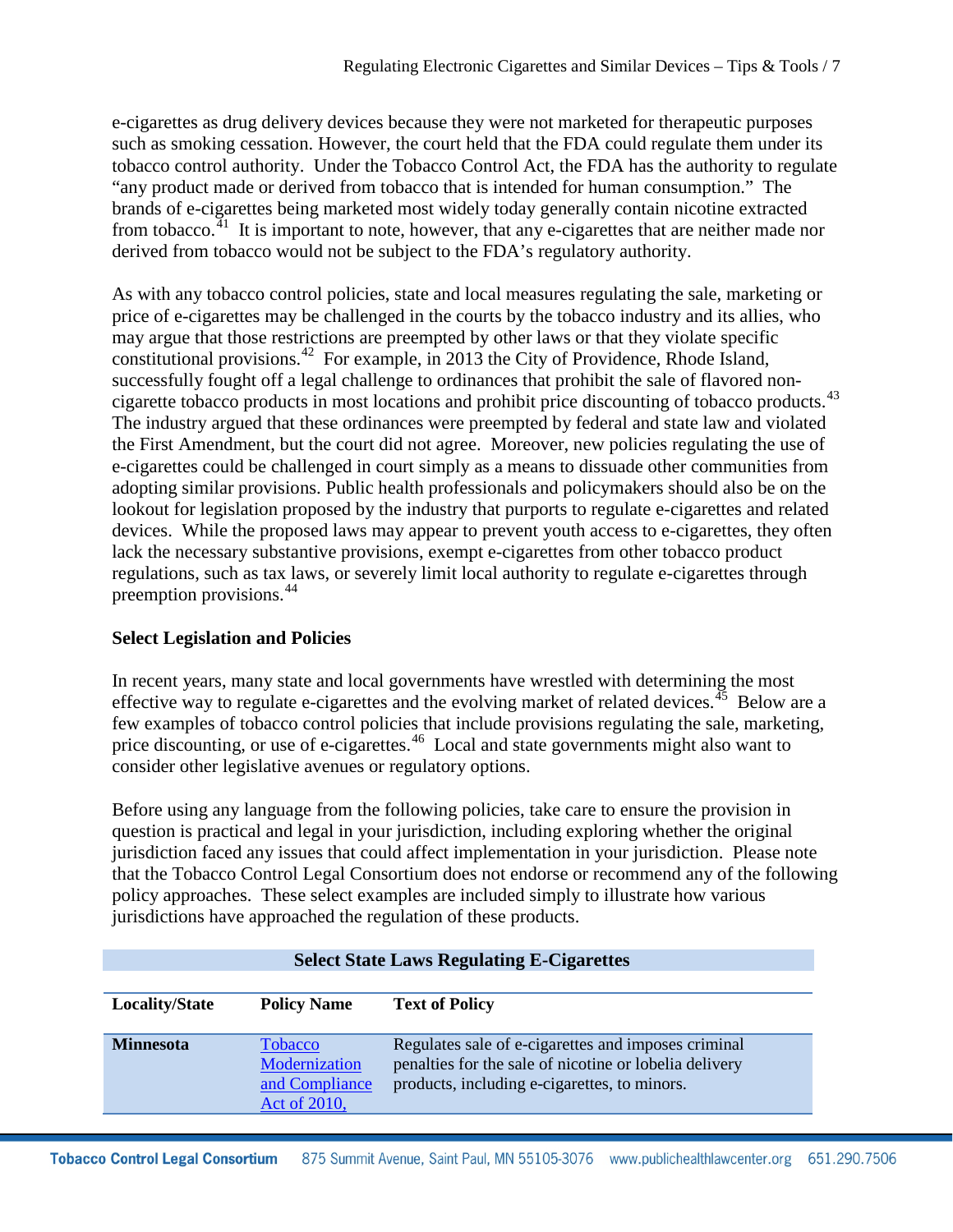e-cigarettes as drug delivery devices because they were not marketed for therapeutic purposes such as smoking cessation. However, the court held that the FDA could regulate them under its tobacco control authority. Under the Tobacco Control Act, the FDA has the authority to regulate "any product made or derived from tobacco that is intended for human consumption." The brands of e-cigarettes being marketed most widely today generally contain nicotine extracted from tobacco.[41] It is important to note, however, that any e-cigarettes that are neither made nor derived from tobacco would not be subject to the FDA's regulatory authority.

As with any tobacco control policies, state and local measures regulating the sale, marketing or price of e-cigarettes may be challenged in the courts by the tobacco industry and its allies, who may argue that those restrictions are preempted by other laws or that they violate specific constitutional provisions.[42] For example, in 2013 the City of Providence, Rhode Island, successfully fought off a legal challenge to ordinances that prohibit the sale of flavored non-cigarette tobacco products in most locations and prohibit price discounting of tobacco products.[43] The industry argued that these ordinances were preempted by federal and state law and violated the First Amendment, but the court did not agree. Moreover, new policies regulating the use of e-cigarettes could be challenged in court simply as a means to dissuade other communities from adopting similar provisions. Public health professionals and policymakers should also be on the lookout for legislation proposed by the industry that purports to regulate e-cigarettes and related devices. While the proposed laws may appear to prevent youth access to e-cigarettes, they often lack the necessary substantive provisions, exempt e-cigarettes from other tobacco product regulations, such as tax laws, or severely limit local authority to regulate e-cigarettes through preemption provisions.[44]

**Select Legislation and Policies**

In recent years, many state and local governments have wrestled with determining the most effective way to regulate e-cigarettes and the evolving market of related devices.[45] Below are a few examples of tobacco control policies that include provisions regulating the sale, marketing, price discounting, or use of e-cigarettes.[46] Local and state governments might also want to consider other legislative avenues or regulatory options.

Before using any language from the following policies, take care to ensure the provision in question is practical and legal in your jurisdiction, including exploring whether the original jurisdiction faced any issues that could affect implementation in your jurisdiction. Please note that the Tobacco Control Legal Consortium does not endorse or recommend any of the following policy approaches. These select examples are included simply to illustrate how various jurisdictions have approached the regulation of these products.

**Select State Laws Regulating E-Cigarettes**

| Locality/State | Policy Name | Text of Policy |
|---|---|---|
| **Minnesota** | Tobacco Modernization and Compliance Act of 2010, | Regulates sale of e-cigarettes and imposes criminal penalties for the sale of nicotine or lobelia delivery products, including e-cigarettes, to minors. |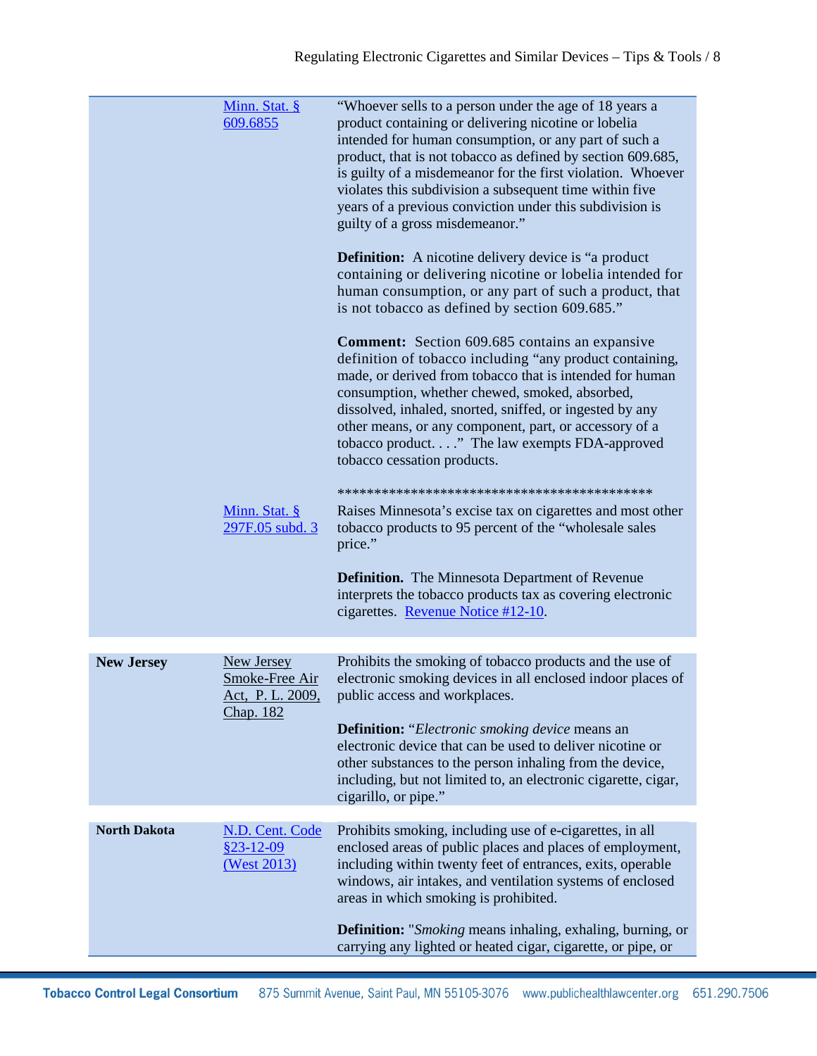| | | |
|---|---|---|
| | Minn. Stat. § 609.6855 | "Whoever sells to a person under the age of 18 years a product containing or delivering nicotine or lobelia intended for human consumption, or any part of such a product, that is not tobacco as defined by section 609.685, is guilty of a misdemeanor for the first violation. Whoever violates this subdivision a subsequent time within five years of a previous conviction under this subdivision is guilty of a gross misdemeanor."<br><br>**Definition:** A nicotine delivery device is "a product containing or delivering nicotine or lobelia intended for human consumption, or any part of such a product, that is not tobacco as defined by section 609.685."<br><br>**Comment:** Section 609.685 contains an expansive definition of tobacco including "any product containing, made, or derived from tobacco that is intended for human consumption, whether chewed, smoked, absorbed, dissolved, inhaled, snorted, sniffed, or ingested by any other means, or any component, part, or accessory of a tobacco product. . . ." The law exempts FDA-approved tobacco cessation products.<br><br>****************************************** |
| | Minn. Stat. § 297F.05 subd. 3 | Raises Minnesota's excise tax on cigarettes and most other tobacco products to 95 percent of the "wholesale sales price."<br><br>**Definition.** The Minnesota Department of Revenue interprets the tobacco products tax as covering electronic cigarettes. Revenue Notice #12-10. |
| **New Jersey** | New Jersey Smoke-Free Air Act, P. L. 2009, Chap. 182 | Prohibits the smoking of tobacco products and the use of electronic smoking devices in all enclosed indoor places of public access and workplaces.<br><br>**Definition:** "*Electronic smoking device* means an electronic device that can be used to deliver nicotine or other substances to the person inhaling from the device, including, but not limited to, an electronic cigarette, cigar, cigarillo, or pipe." |
| **North Dakota** | N.D. Cent. Code §23-12-09 (West 2013) | Prohibits smoking, including use of e-cigarettes, in all enclosed areas of public places and places of employment, including within twenty feet of entrances, exits, operable windows, air intakes, and ventilation systems of enclosed areas in which smoking is prohibited.<br><br>**Definition:** "*Smoking* means inhaling, exhaling, burning, or carrying any lighted or heated cigar, cigarette, or pipe, or |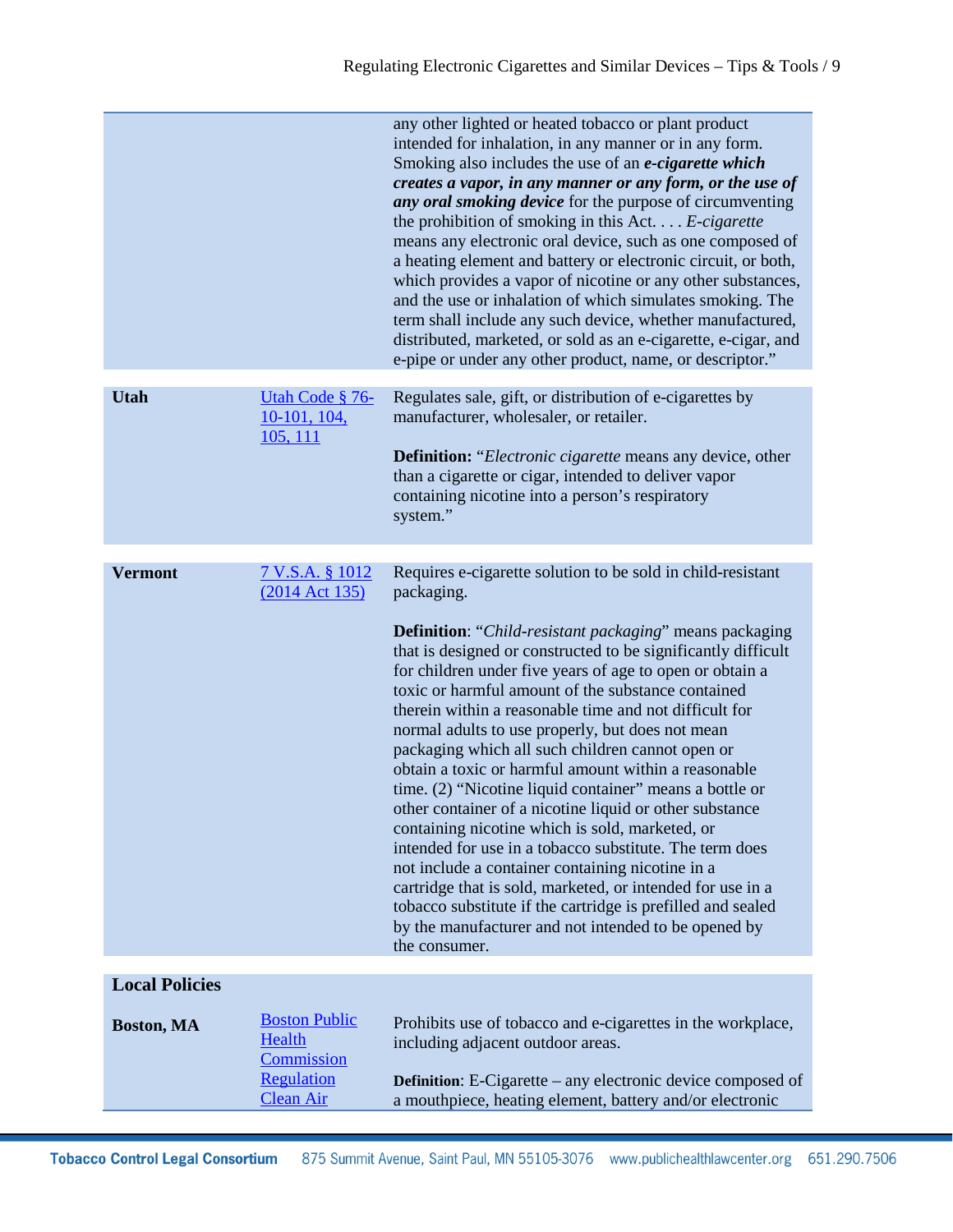| | | |
|---|---|---|
| | | any other lighted or heated tobacco or plant product intended for inhalation, in any manner or in any form. Smoking also includes the use of an ***e-cigarette which creates a vapor, in any manner or any form, or the use of any oral smoking device*** for the purpose of circumventing the prohibition of smoking in this Act. . . . *E-cigarette* means any electronic oral device, such as one composed of a heating element and battery or electronic circuit, or both, which provides a vapor of nicotine or any other substances, and the use or inhalation of which simulates smoking. The term shall include any such device, whether manufactured, distributed, marketed, or sold as an e-cigarette, e-cigar, and e-pipe or under any other product, name, or descriptor." |
| **Utah** | Utah Code § 76-10-101, 104, 105, 111 | Regulates sale, gift, or distribution of e-cigarettes by manufacturer, wholesaler, or retailer.<br><br>**Definition:** "*Electronic cigarette* means any device, other than a cigarette or cigar, intended to deliver vapor containing nicotine into a person's respiratory system." |
| **Vermont** | 7 V.S.A. § 1012 (2014 Act 135) | Requires e-cigarette solution to be sold in child-resistant packaging.<br><br>**Definition**: "*Child-resistant packaging*" means packaging that is designed or constructed to be significantly difficult for children under five years of age to open or obtain a toxic or harmful amount of the substance contained therein within a reasonable time and not difficult for normal adults to use properly, but does not mean packaging which all such children cannot open or obtain a toxic or harmful amount within a reasonable time. (2) "Nicotine liquid container" means a bottle or other container of a nicotine liquid or other substance containing nicotine which is sold, marketed, or intended for use in a tobacco substitute. The term does not include a container containing nicotine in a cartridge that is sold, marketed, or intended for use in a tobacco substitute if the cartridge is prefilled and sealed by the manufacturer and not intended to be opened by the consumer. |
| **Local Policies** | | |
| **Boston, MA** | Boston Public Health Commission Regulation Clean Air | Prohibits use of tobacco and e-cigarettes in the workplace, including adjacent outdoor areas.<br><br>**Definition**: E-Cigarette – any electronic device composed of a mouthpiece, heating element, battery and/or electronic |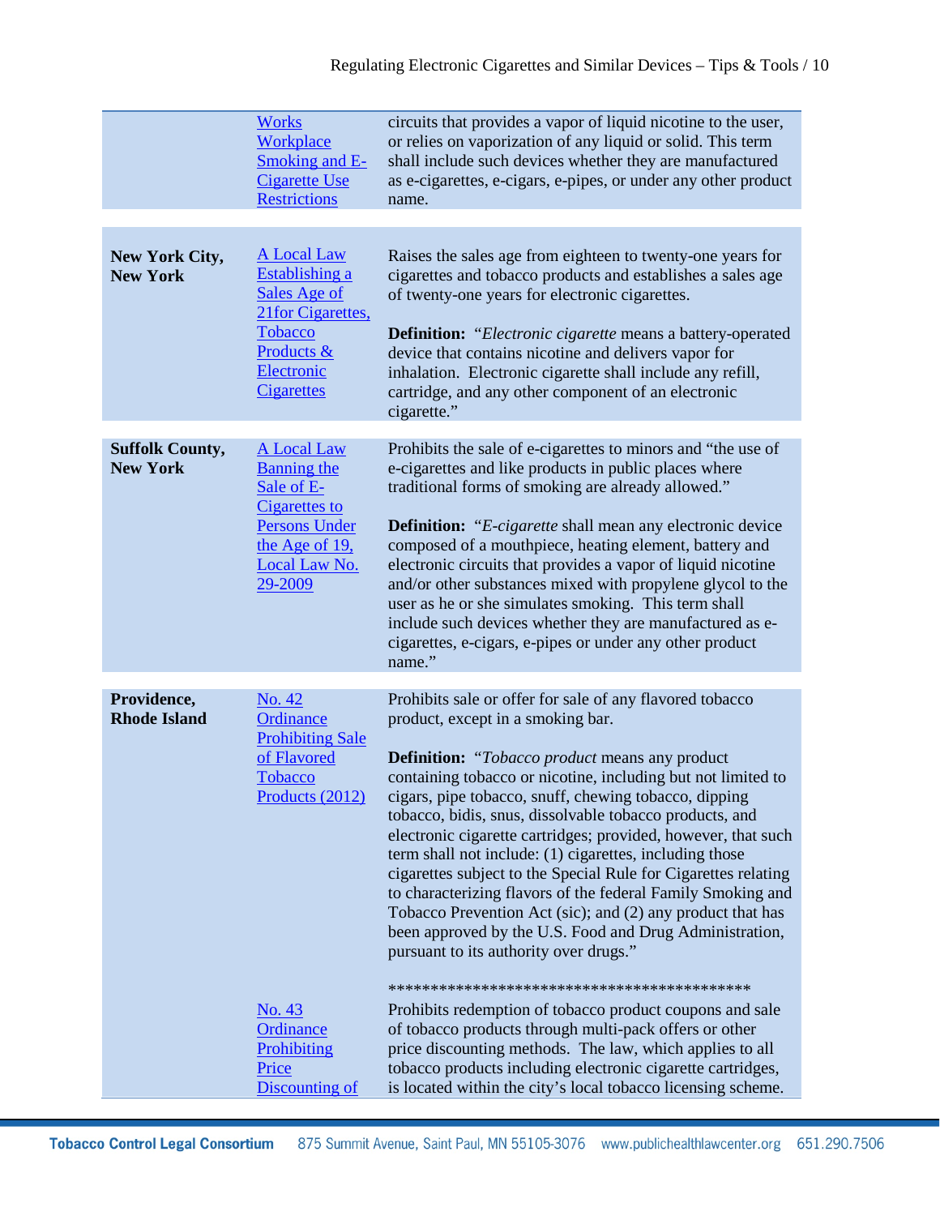| | | |
|---|---|---|
| | Works Workplace Smoking and E-Cigarette Use Restrictions | circuits that provides a vapor of liquid nicotine to the user, or relies on vaporization of any liquid or solid. This term shall include such devices whether they are manufactured as e-cigarettes, e-cigars, e-pipes, or under any other product name. |
| **New York City, New York** | A Local Law Establishing a Sales Age of 21for Cigarettes, Tobacco Products & Electronic Cigarettes | Raises the sales age from eighteen to twenty-one years for cigarettes and tobacco products and establishes a sales age of twenty-one years for electronic cigarettes.<br><br>**Definition:** "*Electronic cigarette* means a battery-operated device that contains nicotine and delivers vapor for inhalation. Electronic cigarette shall include any refill, cartridge, and any other component of an electronic cigarette." |
| **Suffolk County, New York** | A Local Law Banning the Sale of E-Cigarettes to Persons Under the Age of 19, Local Law No. 29-2009 | Prohibits the sale of e-cigarettes to minors and "the use of e-cigarettes and like products in public places where traditional forms of smoking are already allowed."<br><br>**Definition:** "*E-cigarette* shall mean any electronic device composed of a mouthpiece, heating element, battery and electronic circuits that provides a vapor of liquid nicotine and/or other substances mixed with propylene glycol to the user as he or she simulates smoking. This term shall include such devices whether they are manufactured as e-cigarettes, e-cigars, e-pipes or under any other product name." |
| **Providence, Rhode Island** | No. 42 Ordinance Prohibiting Sale of Flavored Tobacco Products (2012) | Prohibits sale or offer for sale of any flavored tobacco product, except in a smoking bar.<br><br>**Definition:** "*Tobacco product* means any product containing tobacco or nicotine, including but not limited to cigars, pipe tobacco, snuff, chewing tobacco, dipping tobacco, bidis, snus, dissolvable tobacco products, and electronic cigarette cartridges; provided, however, that such term shall not include: (1) cigarettes, including those cigarettes subject to the Special Rule for Cigarettes relating to characterizing flavors of the federal Family Smoking and Tobacco Prevention Act (sic); and (2) any product that has been approved by the U.S. Food and Drug Administration, pursuant to its authority over drugs."<br><br>******************************************* |
| | No. 43 Ordinance Prohibiting Price Discounting of | Prohibits redemption of tobacco product coupons and sale of tobacco products through multi-pack offers or other price discounting methods. The law, which applies to all tobacco products including electronic cigarette cartridges, is located within the city's local tobacco licensing scheme. |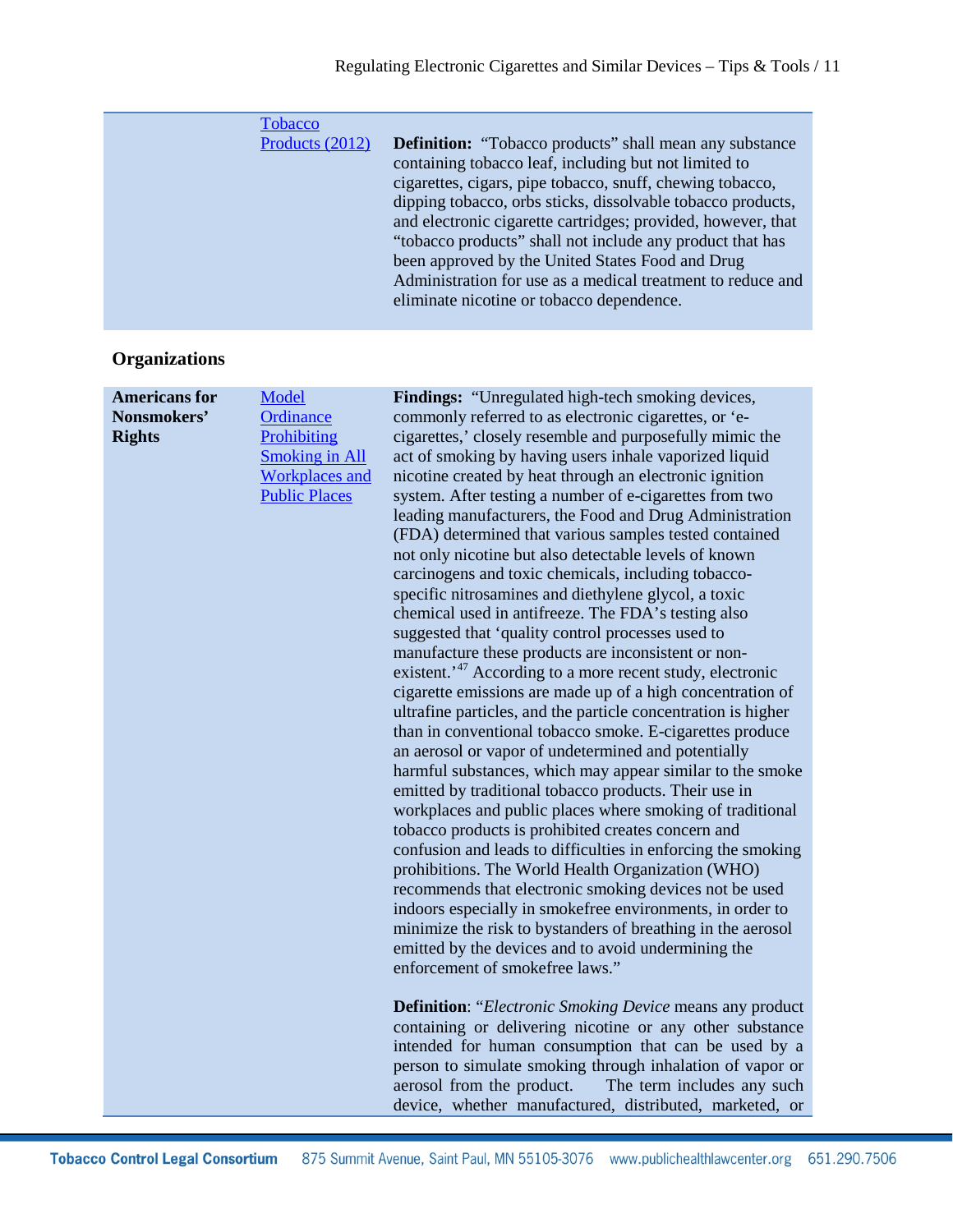| | | |
|---|---|---|
| | Tobacco Products (2012) | **Definition:** "Tobacco products" shall mean any substance containing tobacco leaf, including but not limited to cigarettes, cigars, pipe tobacco, snuff, chewing tobacco, dipping tobacco, orbs sticks, dissolvable tobacco products, and electronic cigarette cartridges; provided, however, that "tobacco products" shall not include any product that has been approved by the United States Food and Drug Administration for use as a medical treatment to reduce and eliminate nicotine or tobacco dependence. |

## Organizations

| | | |
|---|---|---|
| **Americans for Nonsmokers' Rights** | Model Ordinance Prohibiting Smoking in All Workplaces and Public Places | **Findings:** "Unregulated high-tech smoking devices, commonly referred to as electronic cigarettes, or 'e-cigarettes,' closely resemble and purposefully mimic the act of smoking by having users inhale vaporized liquid nicotine created by heat through an electronic ignition system. After testing a number of e-cigarettes from two leading manufacturers, the Food and Drug Administration (FDA) determined that various samples tested contained not only nicotine but also detectable levels of known carcinogens and toxic chemicals, including tobacco-specific nitrosamines and diethylene glycol, a toxic chemical used in antifreeze. The FDA's testing also suggested that 'quality control processes used to manufacture these products are inconsistent or non-existent.'[47] According to a more recent study, electronic cigarette emissions are made up of a high concentration of ultrafine particles, and the particle concentration is higher than in conventional tobacco smoke. E-cigarettes produce an aerosol or vapor of undetermined and potentially harmful substances, which may appear similar to the smoke emitted by traditional tobacco products. Their use in workplaces and public places where smoking of traditional tobacco products is prohibited creates concern and confusion and leads to difficulties in enforcing the smoking prohibitions. The World Health Organization (WHO) recommends that electronic smoking devices not be used indoors especially in smokefree environments, in order to minimize the risk to bystanders of breathing in the aerosol emitted by the devices and to avoid undermining the enforcement of smokefree laws."<br><br>**Definition**: "*Electronic Smoking Device* means any product containing or delivering nicotine or any other substance intended for human consumption that can be used by a person to simulate smoking through inhalation of vapor or aerosol from the product. The term includes any such device, whether manufactured, distributed, marketed, or |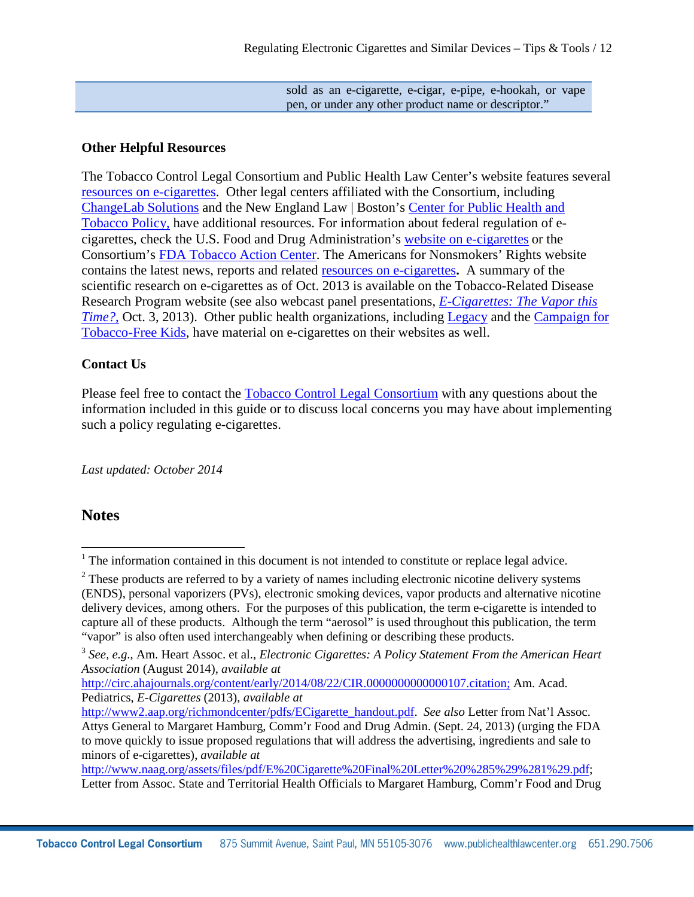| | sold as an e-cigarette, e-cigar, e-pipe, e-hookah, or vape pen, or under any other product name or descriptor." |
|---|---|

**Other Helpful Resources**

The Tobacco Control Legal Consortium and Public Health Law Center's website features several resources on e-cigarettes. Other legal centers affiliated with the Consortium, including ChangeLab Solutions and the New England Law | Boston's Center for Public Health and Tobacco Policy, have additional resources. For information about federal regulation of e-cigarettes, check the U.S. Food and Drug Administration's website on e-cigarettes or the Consortium's FDA Tobacco Action Center. The Americans for Nonsmokers' Rights website contains the latest news, reports and related resources on e-cigarettes**.** A summary of the scientific research on e-cigarettes as of Oct. 2013 is available on the Tobacco-Related Disease Research Program website (see also webcast panel presentations, *E-Cigarettes: The Vapor this Time?,* Oct. 3, 2013). Other public health organizations, including Legacy and the Campaign for Tobacco-Free Kids, have material on e-cigarettes on their websites as well.

**Contact Us**

Please feel free to contact the Tobacco Control Legal Consortium with any questions about the information included in this guide or to discuss local concerns you may have about implementing such a policy regulating e-cigarettes.

*Last updated: October 2014*

## Notes

---

[1] The information contained in this document is not intended to constitute or replace legal advice.

[2] These products are referred to by a variety of names including electronic nicotine delivery systems (ENDS), personal vaporizers (PVs), electronic smoking devices, vapor products and alternative nicotine delivery devices, among others. For the purposes of this publication, the term e-cigarette is intended to capture all of these products. Although the term "aerosol" is used throughout this publication, the term "vapor" is also often used interchangeably when defining or describing these products.

[3] *See, e.g*., Am. Heart Assoc. et al., *Electronic Cigarettes: A Policy Statement From the American Heart Association* (August 2014), *available at* http://circ.ahajournals.org/content/early/2014/08/22/CIR.0000000000000107.citation; Am. Acad. Pediatrics, *E-Cigarettes* (2013), *available at* http://www2.aap.org/richmondcenter/pdfs/ECigarette_handout.pdf. *See also* Letter from Nat'l Assoc. Attys General to Margaret Hamburg, Comm'r Food and Drug Admin. (Sept. 24, 2013) (urging the FDA to move quickly to issue proposed regulations that will address the advertising, ingredients and sale to minors of e-cigarettes), *available at* http://www.naag.org/assets/files/pdf/E%20Cigarette%20Final%20Letter%20%285%29%281%29.pdf; Letter from Assoc. State and Territorial Health Officials to Margaret Hamburg, Comm'r Food and Drug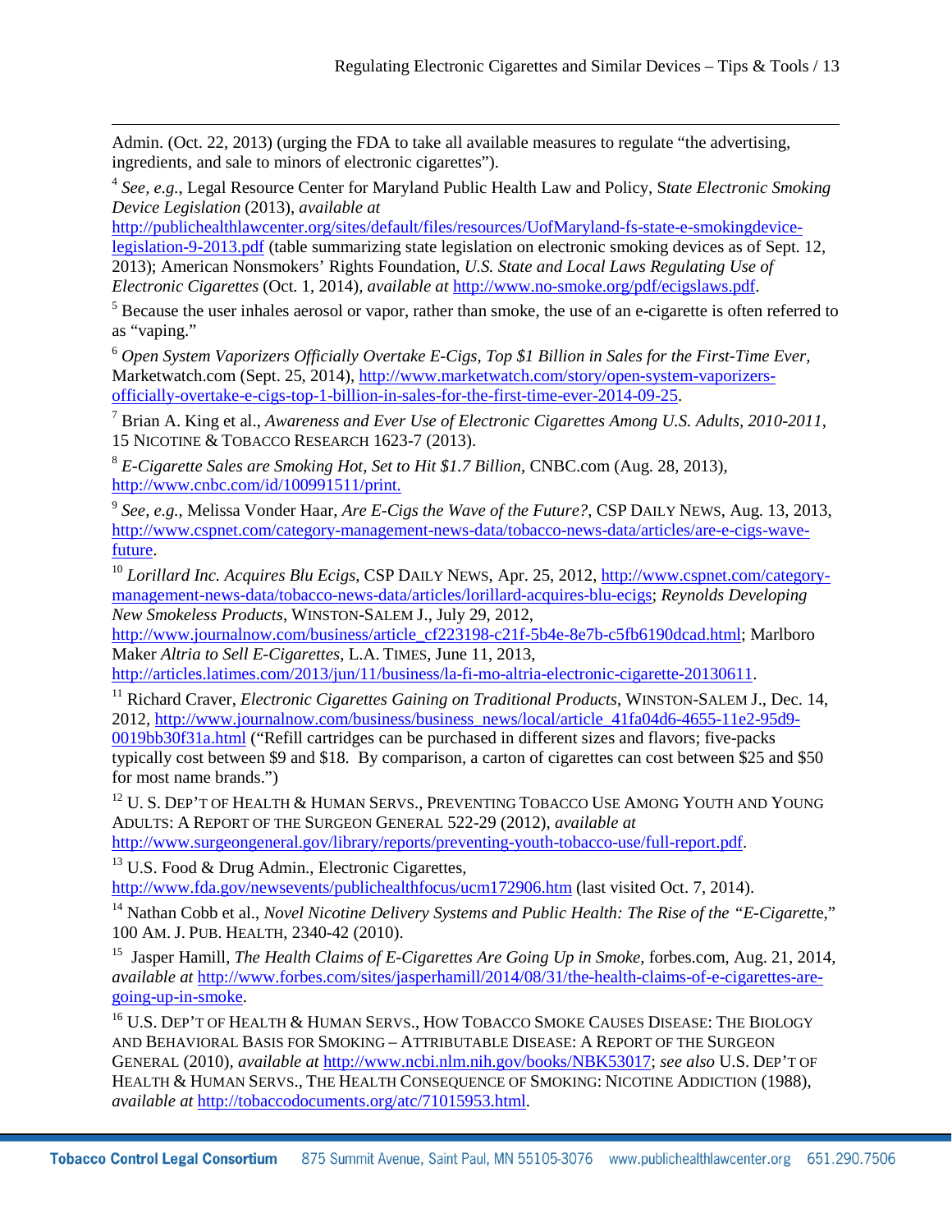Admin. (Oct. 22, 2013) (urging the FDA to take all available measures to regulate "the advertising, ingredients, and sale to minors of electronic cigarettes").

[4] *See, e.g.*, Legal Resource Center for Maryland Public Health Law and Policy, S*tate Electronic Smoking Device Legislation* (2013), *available at* http://publichealthlawcenter.org/sites/default/files/resources/UofMaryland-fs-state-e-smokingdevice-legislation-9-2013.pdf (table summarizing state legislation on electronic smoking devices as of Sept. 12, 2013); American Nonsmokers' Rights Foundation, *U.S. State and Local Laws Regulating Use of Electronic Cigarettes* (Oct. 1, 2014), *available at* http://www.no-smoke.org/pdf/ecigslaws.pdf.

[5] Because the user inhales aerosol or vapor, rather than smoke, the use of an e-cigarette is often referred to as "vaping."

[6] *Open System Vaporizers Officially Overtake E-Cigs, Top $1 Billion in Sales for the First-Time Ever*, Marketwatch.com (Sept. 25, 2014), http://www.marketwatch.com/story/open-system-vaporizers-officially-overtake-e-cigs-top-1-billion-in-sales-for-the-first-time-ever-2014-09-25.

[7] Brian A. King et al., *Awareness and Ever Use of Electronic Cigarettes Among U.S. Adults, 2010-2011*, 15 NICOTINE & TOBACCO RESEARCH 1623-7 (2013).

[8] *E-Cigarette Sales are Smoking Hot, Set to Hit $1.7 Billion*, CNBC.com (Aug. 28, 2013), http://www.cnbc.com/id/100991511/print.

[9] *See, e.g.*, Melissa Vonder Haar, *Are E-Cigs the Wave of the Future?*, CSP DAILY NEWS, Aug. 13, 2013, http://www.cspnet.com/category-management-news-data/tobacco-news-data/articles/are-e-cigs-wave-future.

[10] *Lorillard Inc. Acquires Blu Ecigs*, CSP DAILY NEWS, Apr. 25, 2012, http://www.cspnet.com/category-management-news-data/tobacco-news-data/articles/lorillard-acquires-blu-ecigs; *Reynolds Developing New Smokeless Products*, WINSTON-SALEM J., July 29, 2012, http://www.journalnow.com/business/article_cf223198-c21f-5b4e-8e7b-c5fb6190dcad.html; Marlboro Maker *Altria to Sell E-Cigarettes*, L.A. TIMES, June 11, 2013, http://articles.latimes.com/2013/jun/11/business/la-fi-mo-altria-electronic-cigarette-20130611.

[11] Richard Craver, *Electronic Cigarettes Gaining on Traditional Products*, WINSTON-SALEM J., Dec. 14, 2012, http://www.journalnow.com/business/business_news/local/article_41fa04d6-4655-11e2-95d9-0019bb30f31a.html ("Refill cartridges can be purchased in different sizes and flavors; five-packs typically cost between $9 and $18. By comparison, a carton of cigarettes can cost between $25 and $50 for most name brands.")

[12] U. S. DEP'T OF HEALTH & HUMAN SERVS., PREVENTING TOBACCO USE AMONG YOUTH AND YOUNG ADULTS: A REPORT OF THE SURGEON GENERAL 522-29 (2012), *available at* http://www.surgeongeneral.gov/library/reports/preventing-youth-tobacco-use/full-report.pdf.

[13] U.S. Food & Drug Admin., Electronic Cigarettes, http://www.fda.gov/newsevents/publichealthfocus/ucm172906.htm (last visited Oct. 7, 2014).

[14] Nathan Cobb et al., *Novel Nicotine Delivery Systems and Public Health: The Rise of the "E-Cigarett*e," 100 AM. J. PUB. HEALTH, 2340-42 (2010).

[15] Jasper Hamill, *The Health Claims of E-Cigarettes Are Going Up in Smoke*, forbes.com, Aug. 21, 2014, *available at* http://www.forbes.com/sites/jasperhamill/2014/08/31/the-health-claims-of-e-cigarettes-are-going-up-in-smoke.

[16] U.S. DEP'T OF HEALTH & HUMAN SERVS., HOW TOBACCO SMOKE CAUSES DISEASE: THE BIOLOGY AND BEHAVIORAL BASIS FOR SMOKING – ATTRIBUTABLE DISEASE: A REPORT OF THE SURGEON GENERAL (2010), *available at* http://www.ncbi.nlm.nih.gov/books/NBK53017; *see also* U.S. DEP'T OF HEALTH & HUMAN SERVS., THE HEALTH CONSEQUENCE OF SMOKING: NICOTINE ADDICTION (1988), *available at* http://tobaccodocuments.org/atc/71015953.html.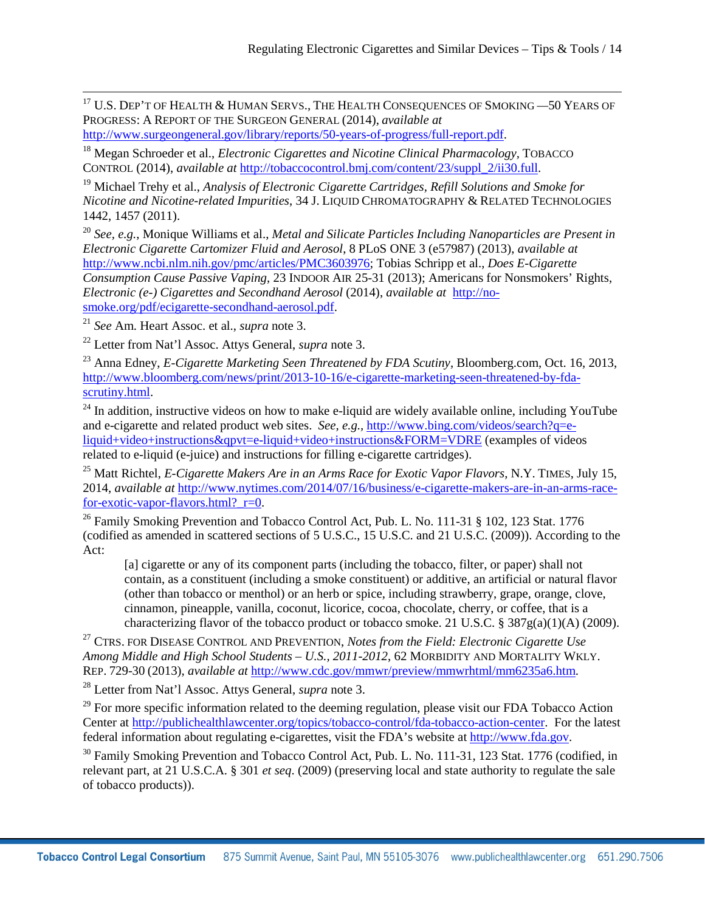[17] U.S. DEP'T OF HEALTH & HUMAN SERVS., THE HEALTH CONSEQUENCES OF SMOKING —50 YEARS OF PROGRESS: A REPORT OF THE SURGEON GENERAL (2014), *available at* http://www.surgeongeneral.gov/library/reports/50-years-of-progress/full-report.pdf.

[18] Megan Schroeder et al., *Electronic Cigarettes and Nicotine Clinical Pharmacology*, TOBACCO CONTROL (2014), *available at* http://tobaccocontrol.bmj.com/content/23/suppl_2/ii30.full.

[19] Michael Trehy et al., *Analysis of Electronic Cigarette Cartridges, Refill Solutions and Smoke for Nicotine and Nicotine-related Impurities*, 34 J. LIQUID CHROMATOGRAPHY & RELATED TECHNOLOGIES 1442, 1457 (2011).

[20] *See, e.g.*, Monique Williams et al., *Metal and Silicate Particles Including Nanoparticles are Present in Electronic Cigarette Cartomizer Fluid and Aerosol*, 8 PLoS ONE 3 (e57987) (2013), *available at* http://www.ncbi.nlm.nih.gov/pmc/articles/PMC3603976; Tobias Schripp et al., *Does E-Cigarette Consumption Cause Passive Vaping*, 23 INDOOR AIR 25-31 (2013); Americans for Nonsmokers' Rights, *Electronic (e-) Cigarettes and Secondhand Aerosol* (2014), *available at* http://no-smoke.org/pdf/ecigarette-secondhand-aerosol.pdf.

[21] *See* Am. Heart Assoc. et al., *supra* note 3.

[22] Letter from Nat'l Assoc. Attys General, *supra* note 3.

[23] Anna Edney, *E-Cigarette Marketing Seen Threatened by FDA Scutiny*, Bloomberg.com, Oct. 16, 2013, http://www.bloomberg.com/news/print/2013-10-16/e-cigarette-marketing-seen-threatened-by-fda-scrutiny.html.

[24] In addition, instructive videos on how to make e-liquid are widely available online, including YouTube and e-cigarette and related product web sites. *See, e.g.,* http://www.bing.com/videos/search?q=e-liquid+video+instructions&qpvt=e-liquid+video+instructions&FORM=VDRE (examples of videos related to e-liquid (e-juice) and instructions for filling e-cigarette cartridges).

[25] Matt Richtel, *E-Cigarette Makers Are in an Arms Race for Exotic Vapor Flavors*, N.Y. TIMES, July 15, 2014, *available at* http://www.nytimes.com/2014/07/16/business/e-cigarette-makers-are-in-an-arms-race-for-exotic-vapor-flavors.html?_r=0.

[26] Family Smoking Prevention and Tobacco Control Act, Pub. L. No. 111-31 § 102, 123 Stat. 1776 (codified as amended in scattered sections of 5 U.S.C., 15 U.S.C. and 21 U.S.C. (2009)). According to the Act:

> [a] cigarette or any of its component parts (including the tobacco, filter, or paper) shall not contain, as a constituent (including a smoke constituent) or additive, an artificial or natural flavor (other than tobacco or menthol) or an herb or spice, including strawberry, grape, orange, clove, cinnamon, pineapple, vanilla, coconut, licorice, cocoa, chocolate, cherry, or coffee, that is a characterizing flavor of the tobacco product or tobacco smoke. 21 U.S.C. § 387g(a)(1)(A) (2009).

[27] CTRS. FOR DISEASE CONTROL AND PREVENTION, *Notes from the Field: Electronic Cigarette Use Among Middle and High School Students – U.S., 2011-2012*, 62 MORBIDITY AND MORTALITY WKLY. REP. 729-30 (2013), *available at* http://www.cdc.gov/mmwr/preview/mmwrhtml/mm6235a6.htm.

[28] Letter from Nat'l Assoc. Attys General, *supra* note 3.

[29] For more specific information related to the deeming regulation, please visit our FDA Tobacco Action Center at http://publichealthlawcenter.org/topics/tobacco-control/fda-tobacco-action-center. For the latest federal information about regulating e-cigarettes, visit the FDA's website at http://www.fda.gov.

[30] Family Smoking Prevention and Tobacco Control Act, Pub. L. No. 111-31, 123 Stat. 1776 (codified, in relevant part, at 21 U.S.C.A. § 301 *et seq*. (2009) (preserving local and state authority to regulate the sale of tobacco products)).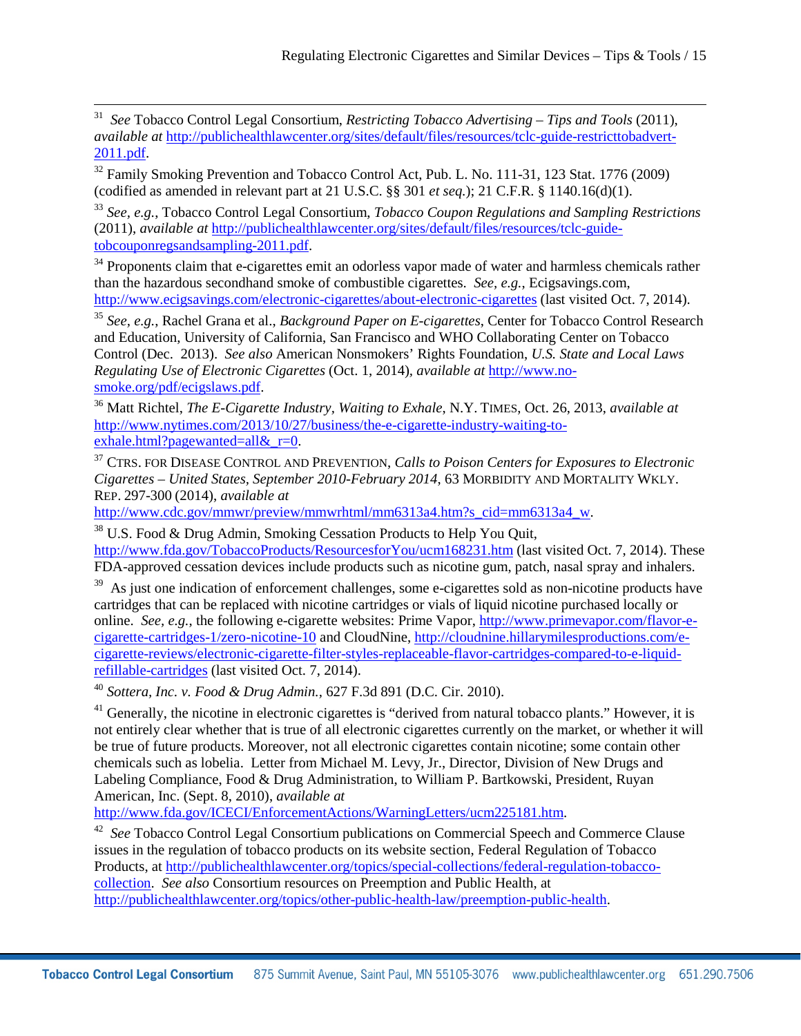[31] *See* Tobacco Control Legal Consortium, *Restricting Tobacco Advertising – Tips and Tools* (2011), *available at* http://publichealthlawcenter.org/sites/default/files/resources/tclc-guide-restricttobadvert-2011.pdf.

[32] Family Smoking Prevention and Tobacco Control Act, Pub. L. No. 111-31, 123 Stat. 1776 (2009) (codified as amended in relevant part at 21 U.S.C. §§ 301 *et seq.*); 21 C.F.R. § 1140.16(d)(1).

[33] *See, e.g.*, Tobacco Control Legal Consortium, *Tobacco Coupon Regulations and Sampling Restrictions* (2011), *available at* http://publichealthlawcenter.org/sites/default/files/resources/tclc-guide-tobcouponregsandsampling-2011.pdf.

[34] Proponents claim that e-cigarettes emit an odorless vapor made of water and harmless chemicals rather than the hazardous secondhand smoke of combustible cigarettes. *See, e.g.*, Ecigsavings.com, http://www.ecigsavings.com/electronic-cigarettes/about-electronic-cigarettes (last visited Oct. 7, 2014).

[35] *See, e.g.*, Rachel Grana et al., *Background Paper on E-cigarettes*, Center for Tobacco Control Research and Education, University of California, San Francisco and WHO Collaborating Center on Tobacco Control (Dec. 2013). *See also* American Nonsmokers' Rights Foundation, *U.S. State and Local Laws Regulating Use of Electronic Cigarettes* (Oct. 1, 2014), *available at* http://www.no-smoke.org/pdf/ecigslaws.pdf.

[36] Matt Richtel, *The E-Cigarette Industry, Waiting to Exhale*, N.Y. TIMES, Oct. 26, 2013, *available at* http://www.nytimes.com/2013/10/27/business/the-e-cigarette-industry-waiting-to-exhale.html?pagewanted=all&_r=0.

[37] CTRS. FOR DISEASE CONTROL AND PREVENTION, *Calls to Poison Centers for Exposures to Electronic Cigarettes – United States, September 2010-February 2014*, 63 MORBIDITY AND MORTALITY WKLY. REP. 297-300 (2014), *available at* http://www.cdc.gov/mmwr/preview/mmwrhtml/mm6313a4.htm?s_cid=mm6313a4_w.

[38] U.S. Food & Drug Admin, Smoking Cessation Products to Help You Quit, http://www.fda.gov/TobaccoProducts/ResourcesforYou/ucm168231.htm (last visited Oct. 7, 2014). These FDA-approved cessation devices include products such as nicotine gum, patch, nasal spray and inhalers.

[39] As just one indication of enforcement challenges, some e-cigarettes sold as non-nicotine products have cartridges that can be replaced with nicotine cartridges or vials of liquid nicotine purchased locally or online. *See, e.g.*, the following e-cigarette websites: Prime Vapor, http://www.primevapor.com/flavor-e-cigarette-cartridges-1/zero-nicotine-10 and CloudNine, http://cloudnine.hillarymilesproductions.com/e-cigarette-reviews/electronic-cigarette-filter-styles-replaceable-flavor-cartridges-compared-to-e-liquid-refillable-cartridges (last visited Oct. 7, 2014).

[40] *Sottera, Inc. v. Food & Drug Admin.*, 627 F.3d 891 (D.C. Cir. 2010).

[41] Generally, the nicotine in electronic cigarettes is "derived from natural tobacco plants." However, it is not entirely clear whether that is true of all electronic cigarettes currently on the market, or whether it will be true of future products. Moreover, not all electronic cigarettes contain nicotine; some contain other chemicals such as lobelia. Letter from Michael M. Levy, Jr., Director, Division of New Drugs and Labeling Compliance, Food & Drug Administration, to William P. Bartkowski, President, Ruyan American, Inc. (Sept. 8, 2010), *available at* http://www.fda.gov/ICECI/EnforcementActions/WarningLetters/ucm225181.htm.

[42] *See* Tobacco Control Legal Consortium publications on Commercial Speech and Commerce Clause issues in the regulation of tobacco products on its website section, Federal Regulation of Tobacco Products, at http://publichealthlawcenter.org/topics/special-collections/federal-regulation-tobacco-collection. *See also* Consortium resources on Preemption and Public Health, at http://publichealthlawcenter.org/topics/other-public-health-law/preemption-public-health.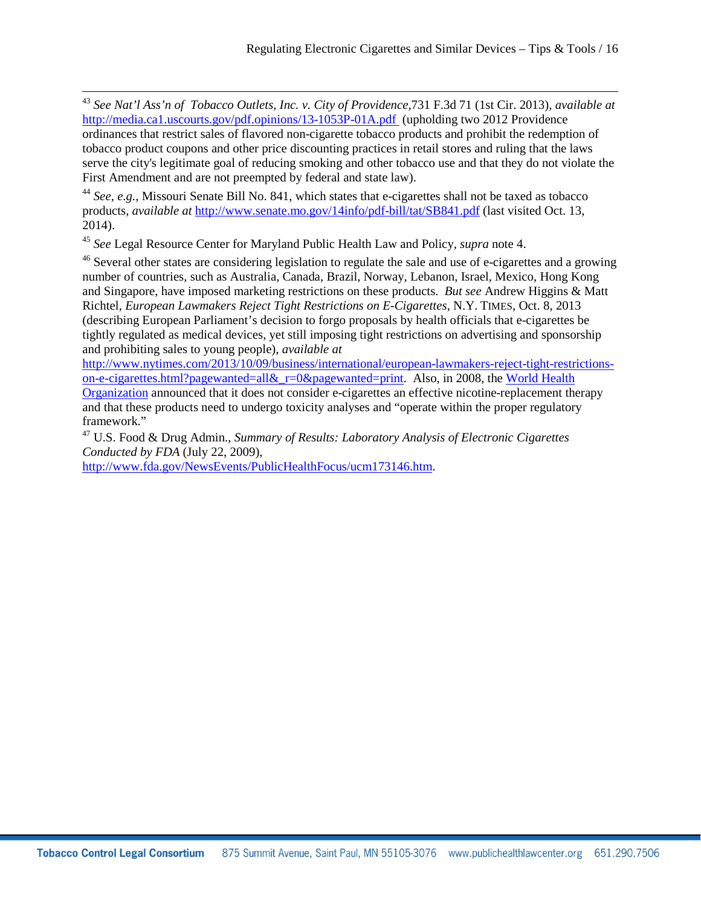[43] *See Nat'l Ass'n of Tobacco Outlets, Inc. v. City of Providence*,731 F.3d 71 (1st Cir. 2013), *available at* http://media.ca1.uscourts.gov/pdf.opinions/13-1053P-01A.pdf (upholding two 2012 Providence ordinances that restrict sales of flavored non-cigarette tobacco products and prohibit the redemption of tobacco product coupons and other price discounting practices in retail stores and ruling that the laws serve the city's legitimate goal of reducing smoking and other tobacco use and that they do not violate the First Amendment and are not preempted by federal and state law).

[44] *See, e.g.*, Missouri Senate Bill No. 841, which states that e-cigarettes shall not be taxed as tobacco products, *available at* http://www.senate.mo.gov/14info/pdf-bill/tat/SB841.pdf (last visited Oct. 13, 2014).

[45] *See* Legal Resource Center for Maryland Public Health Law and Policy, *supra* note 4.

[46] Several other states are considering legislation to regulate the sale and use of e-cigarettes and a growing number of countries, such as Australia, Canada, Brazil, Norway, Lebanon, Israel, Mexico, Hong Kong and Singapore, have imposed marketing restrictions on these products. *But see* Andrew Higgins & Matt Richtel, *European Lawmakers Reject Tight Restrictions on E-Cigarettes*, N.Y. TIMES, Oct. 8, 2013 (describing European Parliament's decision to forgo proposals by health officials that e-cigarettes be tightly regulated as medical devices, yet still imposing tight restrictions on advertising and sponsorship and prohibiting sales to young people), *available at* http://www.nytimes.com/2013/10/09/business/international/european-lawmakers-reject-tight-restrictions-on-e-cigarettes.html?pagewanted=all&_r=0&pagewanted=print. Also, in 2008, the World Health Organization announced that it does not consider e-cigarettes an effective nicotine-replacement therapy and that these products need to undergo toxicity analyses and "operate within the proper regulatory framework."

[47] U.S. Food & Drug Admin., *Summary of Results: Laboratory Analysis of Electronic Cigarettes Conducted by FDA* (July 22, 2009), http://www.fda.gov/NewsEvents/PublicHealthFocus/ucm173146.htm.